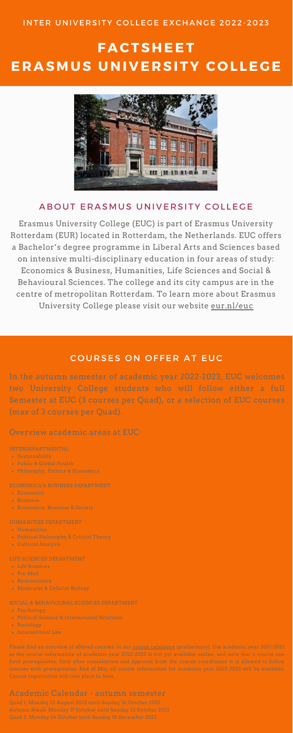INTER UNIVERSITY COLLEGE EXCHANGE 2022-2023

# FACTSHEET ERASMUS UNIVERSITY COLLEGE

## ABOUT ERASMUS UNIVERSITY COLLEGE

Erasmus University College (EUC) is part of Erasmus University Rotterdam (EUR) located in Rotterdam, the Netherlands. EUC offers a Bachelor's degree programme in Liberal Arts and Sciences based on intensive multi-disciplinary education in four areas of study: Economics & Business, Humanities, Life Sciences and Social & Behavioural Sciences. The college and its city campus are in the centre of metropolitan Rotterdam. To learn more about Erasmus University College please visit our website eur.nl/euc

## COURSES ON OFFER AT EUC

In the autumn semester of academic year 2022-2023, EUC welcomes two University College students who will follow either a full Semester at EUC (3 courses per Quad), or a selection of EUC courses (max of 3 courses per Quad).

### Overview academic areas at EUC

INTERDEPARTMENTAL

- Sustainability
- Public & Global Health
- Philosophy, Politics & Economics

ECONOMICS & BUSINESS DEPARTMENT

- Economics
- Business
- Economics, Business & Society

HUMANITIES DEPARTMENT

- Humanities
- Political Philosophy & Critical Theory
- Cultural Analysis

LIFE SCIENCES DEPARTMENT

- Life Sciences
- Pre-Med
- Neuroscience
- Molecular & Cellular Biology

SOCIAL & BEHAVIOURAL SCIENCES DEPARTMENT

- Psychology
- Political Science & International Relations
- Sociology
- International Law

**Please find an overview of offered courses in our course catalogue (preliminary). Use academic year 2021-2022 as the course information of academic year 2022-2023 is not yet available online, and note that a course can have prerequisites. Only after consultation and approval from the course coordinator it is allowed to follow courses with prerequisites. End of May all course information for academic year 2022-2023 will be available. Course registration will take place in June.**

### Academic Calendar - autumn semester

Quad 1: Monday 22 August 2022 until Sunday 16 October 2022
Autumn Break: Monday 17 October until Sunday 23 October 2022
Quad 2: Monday 24 October until Sunday 18 December 2022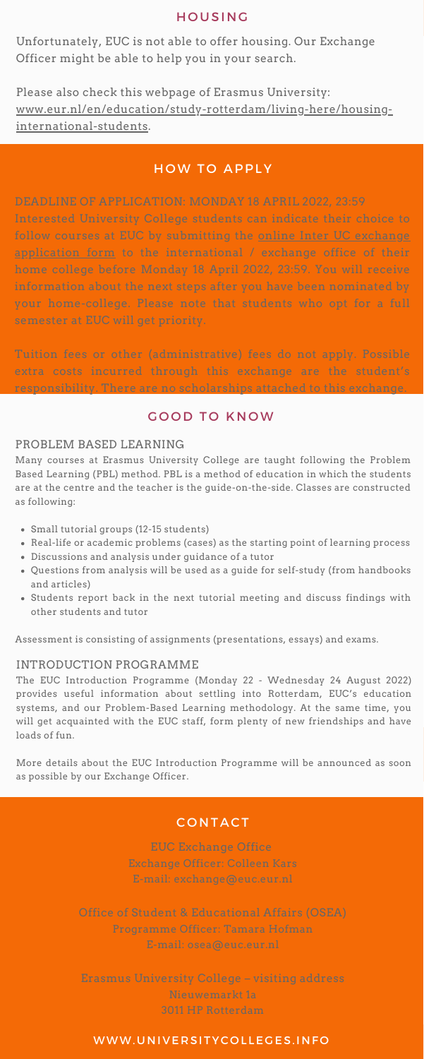## HOUSING

Unfortunately, EUC is not able to offer housing. Our Exchange Officer might be able to help you in your search.

Please also check this webpage of Erasmus University: www.eur.nl/en/education/study-rotterdam/living-here/housing-international-students.

## HOW TO APPLY

DEADLINE OF APPLICATION: MONDAY 18 APRIL 2022, 23:59

Interested University College students can indicate their choice to follow courses at EUC by submitting the online Inter UC exchange application form to the international / exchange office of their home college before Monday 18 April 2022, 23:59. You will receive information about the next steps after you have been nominated by your home-college. Please note that students who opt for a full semester at EUC will get priority.

Tuition fees or other (administrative) fees do not apply. Possible extra costs incurred through this exchange are the student's responsibility. There are no scholarships attached to this exchange.

## GOOD TO KNOW

### PROBLEM BASED LEARNING

Many courses at Erasmus University College are taught following the Problem Based Learning (PBL) method. PBL is a method of education in which the students are at the centre and the teacher is the guide-on-the-side. Classes are constructed as following:

- Small tutorial groups (12-15 students)
- Real-life or academic problems (cases) as the starting point of learning process
- Discussions and analysis under guidance of a tutor
- Questions from analysis will be used as a guide for self-study (from handbooks and articles)
- Students report back in the next tutorial meeting and discuss findings with other students and tutor

Assessment is consisting of assignments (presentations, essays) and exams.

### INTRODUCTION PROGRAMME

The EUC Introduction Programme (Monday 22 - Wednesday 24 August 2022) provides useful information about settling into Rotterdam, EUC's education systems, and our Problem-Based Learning methodology. At the same time, you will get acquainted with the EUC staff, form plenty of new friendships and have loads of fun.

More details about the EUC Introduction Programme will be announced as soon as possible by our Exchange Officer.

## CONTACT

EUC Exchange Office
Exchange Officer: Colleen Kars
E-mail: exchange@euc.eur.nl

Office of Student & Educational Affairs (OSEA)
Programme Officer: Tamara Hofman
E-mail: osea@euc.eur.nl

Erasmus University College – visiting address
Nieuwemarkt 1a
3011 HP Rotterdam

WWW.UNIVERSITYCOLLEGES.INFO